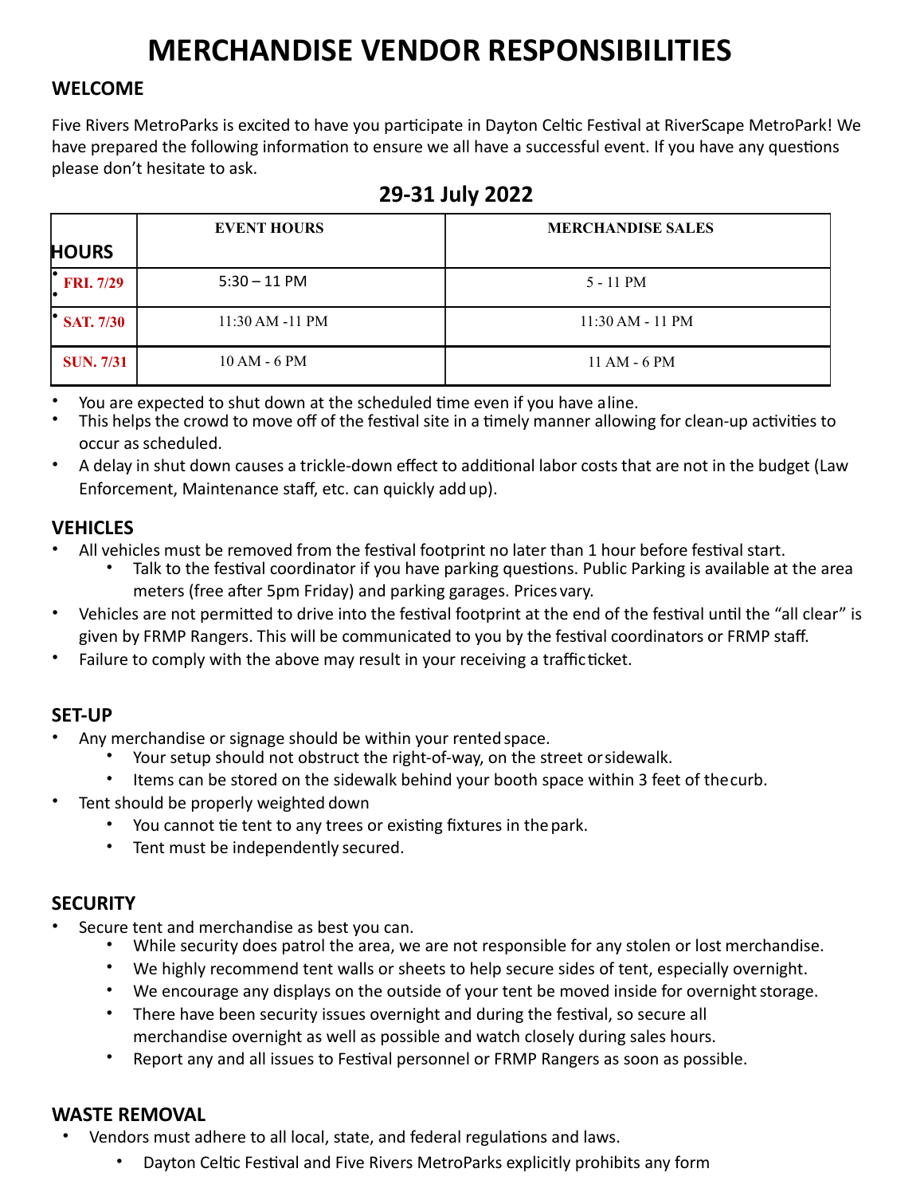# MERCHANDISE VENDOR RESPONSIBILITIES

## WELCOME

Five Rivers MetroParks is excited to have you participate in Dayton Celtic Festival at RiverScape MetroPark! We have prepared the following information to ensure we all have a successful event. If you have any questions please don't hesitate to ask.

### 29-31 July 2022

| HOURS | EVENT HOURS | MERCHANDISE SALES |
|---|---|---|
| FRI. 7/29 | 5:30 – 11 PM | 5 - 11 PM |
| SAT. 7/30 | 11:30 AM -11 PM | 11:30 AM - 11 PM |
| SUN. 7/31 | 10 AM - 6 PM | 11 AM - 6 PM |

- You are expected to shut down at the scheduled time even if you have a line.
- This helps the crowd to move off of the festival site in a timely manner allowing for clean-up activities to occur as scheduled.
- A delay in shut down causes a trickle-down effect to additional labor costs that are not in the budget (Law Enforcement, Maintenance staff, etc. can quickly add up).

## VEHICLES

- All vehicles must be removed from the festival footprint no later than 1 hour before festival start.
  - Talk to the festival coordinator if you have parking questions. Public Parking is available at the area meters (free after 5pm Friday) and parking garages. Prices vary.
- Vehicles are not permitted to drive into the festival footprint at the end of the festival until the "all clear" is given by FRMP Rangers. This will be communicated to you by the festival coordinators or FRMP staff.
- Failure to comply with the above may result in your receiving a traffic ticket.

## SET-UP

- Any merchandise or signage should be within your rented space.
  - Your setup should not obstruct the right-of-way, on the street or sidewalk.
  - Items can be stored on the sidewalk behind your booth space within 3 feet of the curb.
- Tent should be properly weighted down
  - You cannot tie tent to any trees or existing fixtures in the park.
  - Tent must be independently secured.

## SECURITY

- Secure tent and merchandise as best you can.
  - While security does patrol the area, we are not responsible for any stolen or lost merchandise.
  - We highly recommend tent walls or sheets to help secure sides of tent, especially overnight.
  - We encourage any displays on the outside of your tent be moved inside for overnight storage.
  - There have been security issues overnight and during the festival, so secure all merchandise overnight as well as possible and watch closely during sales hours.
  - Report any and all issues to Festival personnel or FRMP Rangers as soon as possible.

## WASTE REMOVAL

- Vendors must adhere to all local, state, and federal regulations and laws.
  - Dayton Celtic Festival and Five Rivers MetroParks explicitly prohibits any form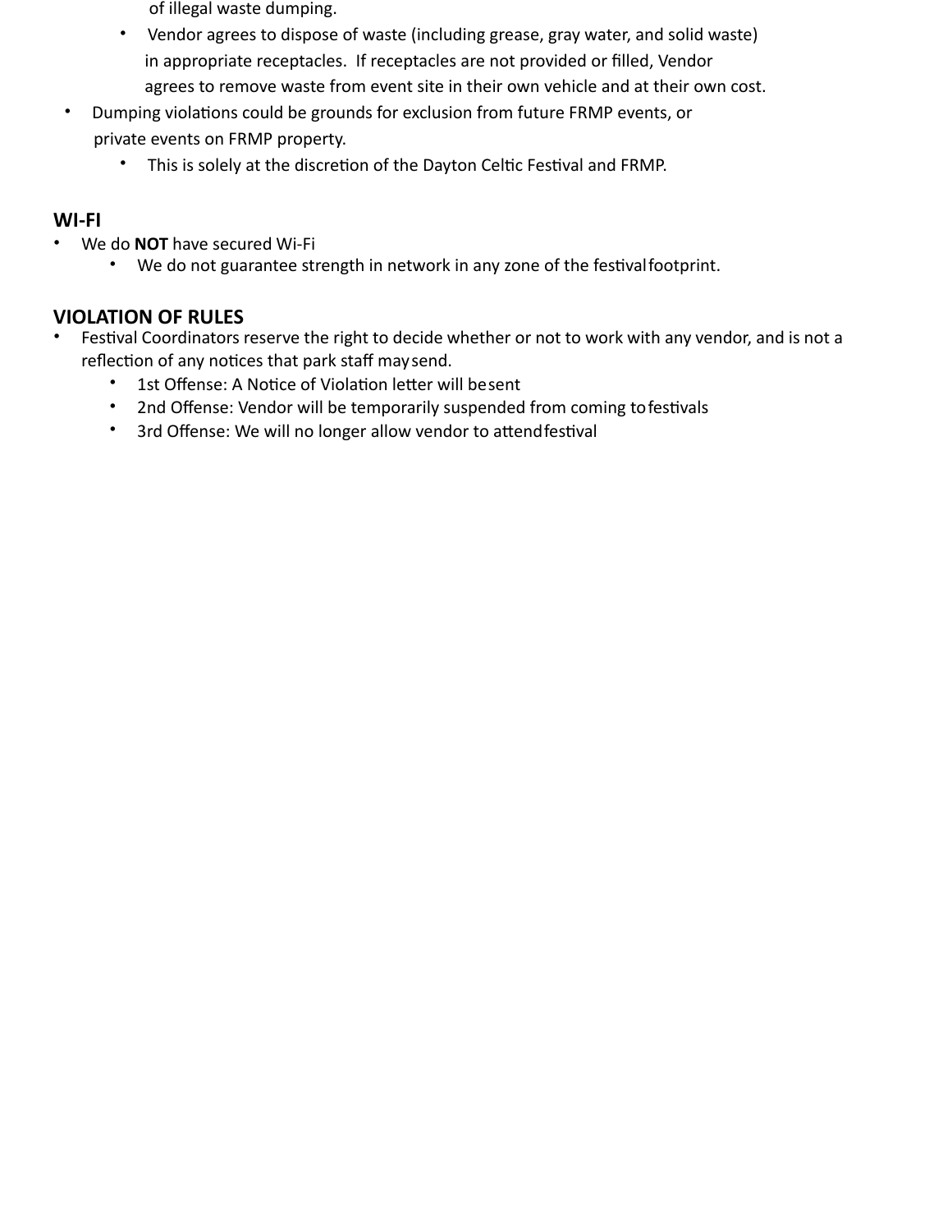of illegal waste dumping.

- Vendor agrees to dispose of waste (including grease, gray water, and solid waste) in appropriate receptacles. If receptacles are not provided or filled, Vendor agrees to remove waste from event site in their own vehicle and at their own cost.

- Dumping violations could be grounds for exclusion from future FRMP events, or private events on FRMP property.
  - This is solely at the discretion of the Dayton Celtic Festival and FRMP.

**WI-FI**

- We do **NOT** have secured Wi-Fi
  - We do not guarantee strength in network in any zone of the festival footprint.

**VIOLATION OF RULES**

- Festival Coordinators reserve the right to decide whether or not to work with any vendor, and is not a reflection of any notices that park staff may send.
  - 1st Offense: A Notice of Violation letter will be sent
  - 2nd Offense: Vendor will be temporarily suspended from coming to festivals
  - 3rd Offense: We will no longer allow vendor to attend festival